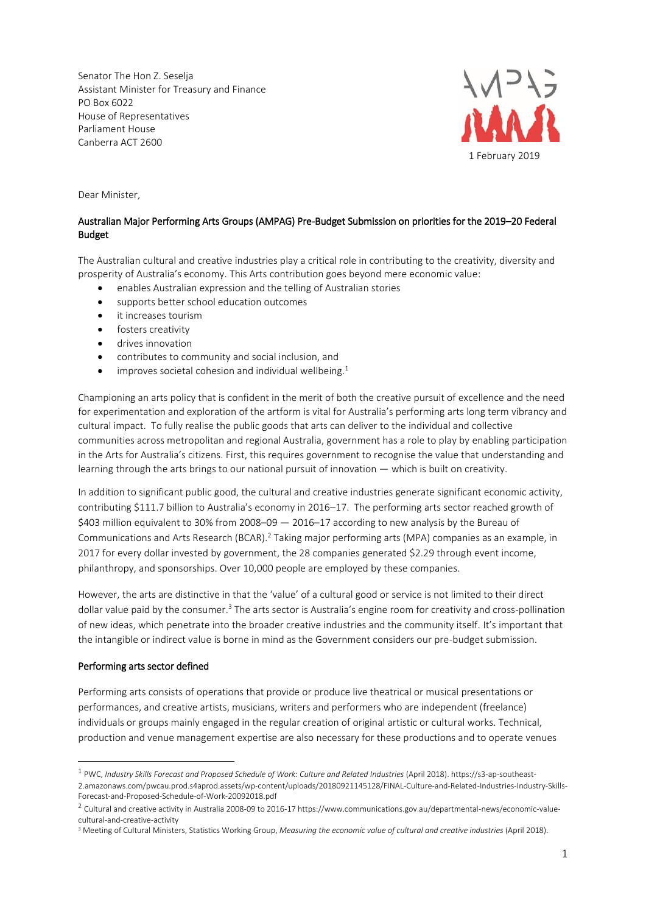Senator The Hon Z. Seselja
Assistant Minister for Treasury and Finance
PO Box 6022
House of Representatives
Parliament House
Canberra ACT 2600

1 February 2019

Dear Minister,

## Australian Major Performing Arts Groups (AMPAG) Pre-Budget Submission on priorities for the 2019–20 Federal Budget

The Australian cultural and creative industries play a critical role in contributing to the creativity, diversity and prosperity of Australia's economy. This Arts contribution goes beyond mere economic value:

- enables Australian expression and the telling of Australian stories
- supports better school education outcomes
- it increases tourism
- fosters creativity
- drives innovation
- contributes to community and social inclusion, and
- improves societal cohesion and individual wellbeing.[1]

Championing an arts policy that is confident in the merit of both the creative pursuit of excellence and the need for experimentation and exploration of the artform is vital for Australia's performing arts long term vibrancy and cultural impact. To fully realise the public goods that arts can deliver to the individual and collective communities across metropolitan and regional Australia, government has a role to play by enabling participation in the Arts for Australia's citizens. First, this requires government to recognise the value that understanding and learning through the arts brings to our national pursuit of innovation — which is built on creativity.

In addition to significant public good, the cultural and creative industries generate significant economic activity, contributing $111.7 billion to Australia's economy in 2016–17. The performing arts sector reached growth of $403 million equivalent to 30% from 2008–09 — 2016–17 according to new analysis by the Bureau of Communications and Arts Research (BCAR).[2] Taking major performing arts (MPA) companies as an example, in 2017 for every dollar invested by government, the 28 companies generated $2.29 through event income, philanthropy, and sponsorships. Over 10,000 people are employed by these companies.

However, the arts are distinctive in that the 'value' of a cultural good or service is not limited to their direct dollar value paid by the consumer.[3] The arts sector is Australia's engine room for creativity and cross-pollination of new ideas, which penetrate into the broader creative industries and the community itself. It's important that the intangible or indirect value is borne in mind as the Government considers our pre-budget submission.

### Performing arts sector defined

Performing arts consists of operations that provide or produce live theatrical or musical presentations or performances, and creative artists, musicians, writers and performers who are independent (freelance) individuals or groups mainly engaged in the regular creation of original artistic or cultural works. Technical, production and venue management expertise are also necessary for these productions and to operate venues

---

[1] PWC, *Industry Skills Forecast and Proposed Schedule of Work: Culture and Related Industries* (April 2018). https://s3-ap-southeast-2.amazonaws.com/pwcau.prod.s4aprod.assets/wp-content/uploads/20180921145128/FINAL-Culture-and-Related-Industries-Industry-Skills-Forecast-and-Proposed-Schedule-of-Work-20092018.pdf

[2] Cultural and creative activity in Australia 2008-09 to 2016-17 https://www.communications.gov.au/departmental-news/economic-value-cultural-and-creative-activity

[3] Meeting of Cultural Ministers, Statistics Working Group, *Measuring the economic value of cultural and creative industries* (April 2018).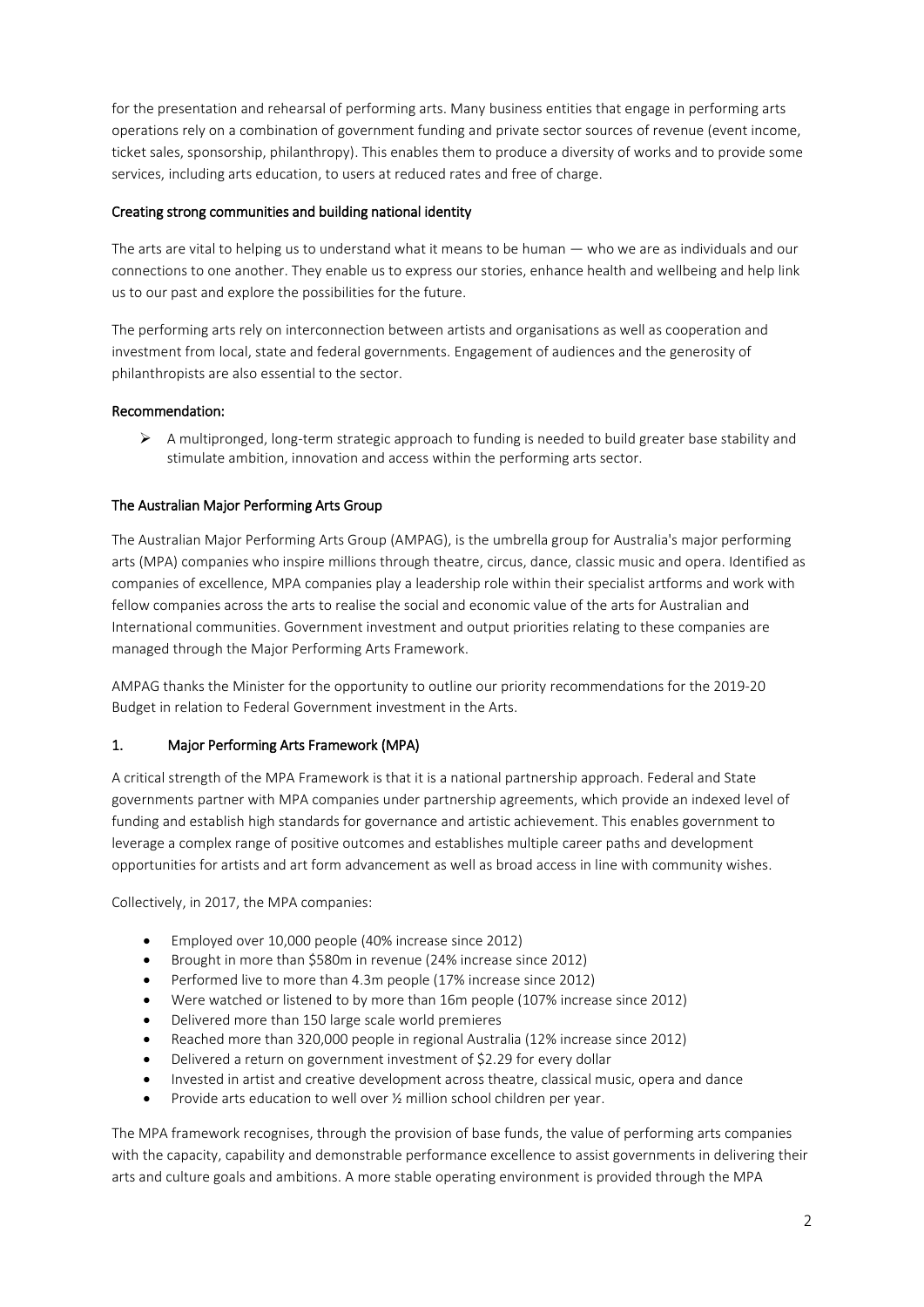for the presentation and rehearsal of performing arts. Many business entities that engage in performing arts operations rely on a combination of government funding and private sector sources of revenue (event income, ticket sales, sponsorship, philanthropy). This enables them to produce a diversity of works and to provide some services, including arts education, to users at reduced rates and free of charge.

### Creating strong communities and building national identity

The arts are vital to helping us to understand what it means to be human — who we are as individuals and our connections to one another. They enable us to express our stories, enhance health and wellbeing and help link us to our past and explore the possibilities for the future.

The performing arts rely on interconnection between artists and organisations as well as cooperation and investment from local, state and federal governments. Engagement of audiences and the generosity of philanthropists are also essential to the sector.

### Recommendation:

- A multipronged, long-term strategic approach to funding is needed to build greater base stability and stimulate ambition, innovation and access within the performing arts sector.

### The Australian Major Performing Arts Group

The Australian Major Performing Arts Group (AMPAG), is the umbrella group for Australia's major performing arts (MPA) companies who inspire millions through theatre, circus, dance, classic music and opera. Identified as companies of excellence, MPA companies play a leadership role within their specialist artforms and work with fellow companies across the arts to realise the social and economic value of the arts for Australian and International communities. Government investment and output priorities relating to these companies are managed through the Major Performing Arts Framework.

AMPAG thanks the Minister for the opportunity to outline our priority recommendations for the 2019-20 Budget in relation to Federal Government investment in the Arts.

### 1. Major Performing Arts Framework (MPA)

A critical strength of the MPA Framework is that it is a national partnership approach. Federal and State governments partner with MPA companies under partnership agreements, which provide an indexed level of funding and establish high standards for governance and artistic achievement. This enables government to leverage a complex range of positive outcomes and establishes multiple career paths and development opportunities for artists and art form advancement as well as broad access in line with community wishes.

Collectively, in 2017, the MPA companies:

- Employed over 10,000 people (40% increase since 2012)
- Brought in more than $580m in revenue (24% increase since 2012)
- Performed live to more than 4.3m people (17% increase since 2012)
- Were watched or listened to by more than 16m people (107% increase since 2012)
- Delivered more than 150 large scale world premieres
- Reached more than 320,000 people in regional Australia (12% increase since 2012)
- Delivered a return on government investment of $2.29 for every dollar
- Invested in artist and creative development across theatre, classical music, opera and dance
- Provide arts education to well over ½ million school children per year.

The MPA framework recognises, through the provision of base funds, the value of performing arts companies with the capacity, capability and demonstrable performance excellence to assist governments in delivering their arts and culture goals and ambitions. A more stable operating environment is provided through the MPA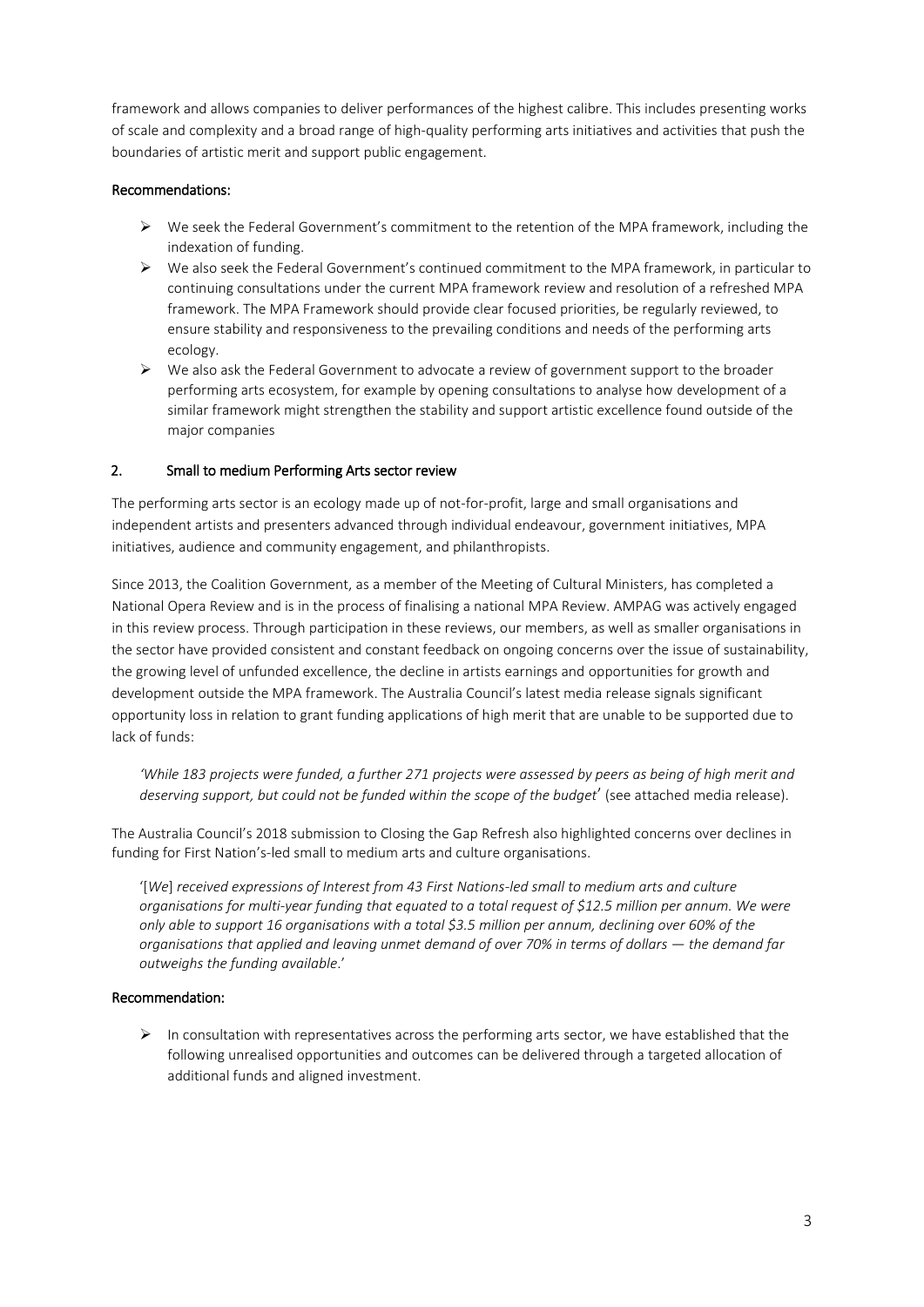framework and allows companies to deliver performances of the highest calibre. This includes presenting works of scale and complexity and a broad range of high-quality performing arts initiatives and activities that push the boundaries of artistic merit and support public engagement.

**Recommendations:**

- We seek the Federal Government's commitment to the retention of the MPA framework, including the indexation of funding.
- We also seek the Federal Government's continued commitment to the MPA framework, in particular to continuing consultations under the current MPA framework review and resolution of a refreshed MPA framework. The MPA Framework should provide clear focused priorities, be regularly reviewed, to ensure stability and responsiveness to the prevailing conditions and needs of the performing arts ecology.
- We also ask the Federal Government to advocate a review of government support to the broader performing arts ecosystem, for example by opening consultations to analyse how development of a similar framework might strengthen the stability and support artistic excellence found outside of the major companies

## 2. Small to medium Performing Arts sector review

The performing arts sector is an ecology made up of not-for-profit, large and small organisations and independent artists and presenters advanced through individual endeavour, government initiatives, MPA initiatives, audience and community engagement, and philanthropists.

Since 2013, the Coalition Government, as a member of the Meeting of Cultural Ministers, has completed a National Opera Review and is in the process of finalising a national MPA Review. AMPAG was actively engaged in this review process. Through participation in these reviews, our members, as well as smaller organisations in the sector have provided consistent and constant feedback on ongoing concerns over the issue of sustainability, the growing level of unfunded excellence, the decline in artists earnings and opportunities for growth and development outside the MPA framework. The Australia Council's latest media release signals significant opportunity loss in relation to grant funding applications of high merit that are unable to be supported due to lack of funds:

*'While 183 projects were funded, a further 271 projects were assessed by peers as being of high merit and deserving support, but could not be funded within the scope of the budget'* (see attached media release).

The Australia Council's 2018 submission to Closing the Gap Refresh also highlighted concerns over declines in funding for First Nation's-led small to medium arts and culture organisations.

'[*We*] *received expressions of Interest from 43 First Nations-led small to medium arts and culture organisations for multi-year funding that equated to a total request of $12.5 million per annum. We were only able to support 16 organisations with a total $3.5 million per annum, declining over 60% of the organisations that applied and leaving unmet demand of over 70% in terms of dollars — the demand far outweighs the funding available*.'

**Recommendation:**

- In consultation with representatives across the performing arts sector, we have established that the following unrealised opportunities and outcomes can be delivered through a targeted allocation of additional funds and aligned investment.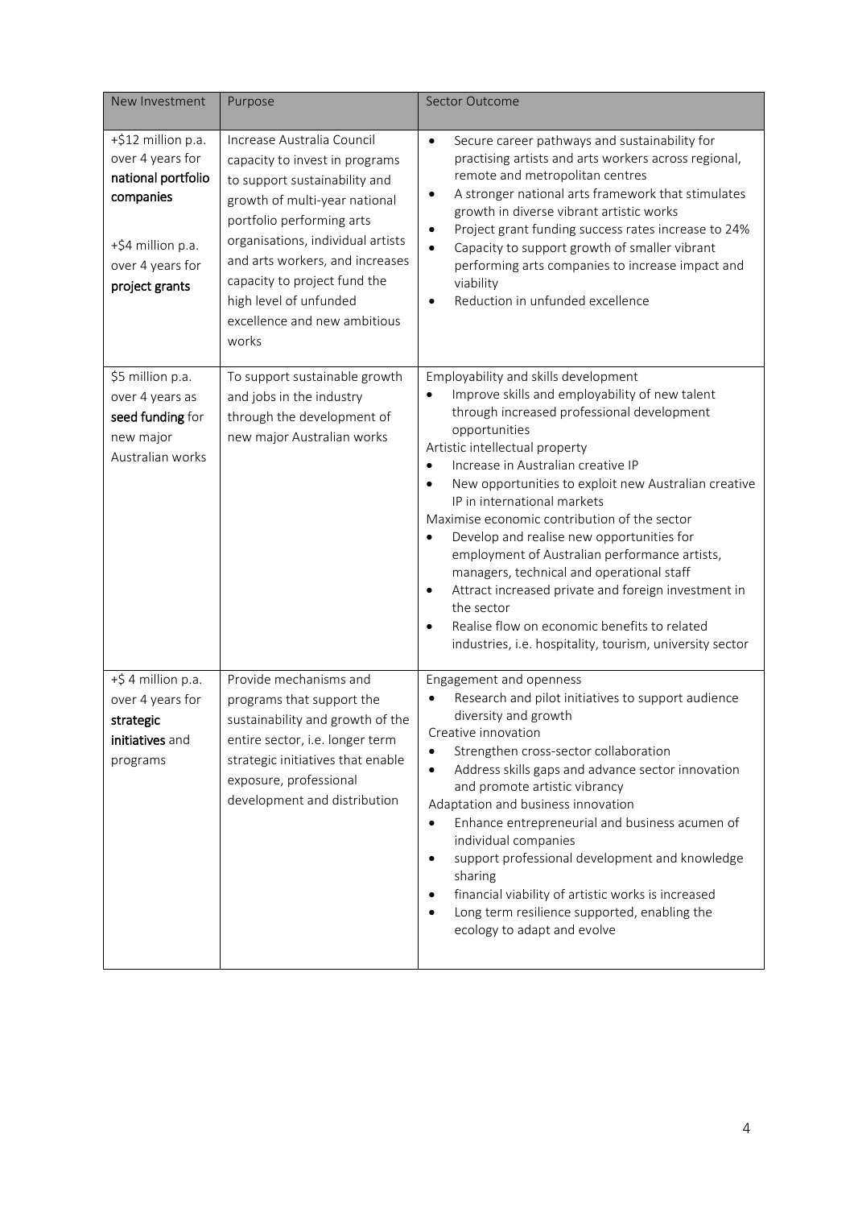| New Investment | Purpose | Sector Outcome |
|---|---|---|
| +$12 million p.a. over 4 years for **national portfolio companies**<br><br>+$4 million p.a. over 4 years for **project grants** | Increase Australia Council capacity to invest in programs to support sustainability and growth of multi-year national portfolio performing arts organisations, individual artists and arts workers, and increases capacity to project fund the high level of unfunded excellence and new ambitious works | • Secure career pathways and sustainability for practising artists and arts workers across regional, remote and metropolitan centres<br>• A stronger national arts framework that stimulates growth in diverse vibrant artistic works<br>• Project grant funding success rates increase to 24%<br>• Capacity to support growth of smaller vibrant performing arts companies to increase impact and viability<br>• Reduction in unfunded excellence |
| $5 million p.a. over 4 years as **seed funding** for new major Australian works | To support sustainable growth and jobs in the industry through the development of new major Australian works | Employability and skills development<br>• Improve skills and employability of new talent through increased professional development opportunities<br>Artistic intellectual property<br>• Increase in Australian creative IP<br>• New opportunities to exploit new Australian creative IP in international markets<br>Maximise economic contribution of the sector<br>• Develop and realise new opportunities for employment of Australian performance artists, managers, technical and operational staff<br>• Attract increased private and foreign investment in the sector<br>• Realise flow on economic benefits to related industries, i.e. hospitality, tourism, university sector |
| +$ 4 million p.a. over 4 years for **strategic initiatives** and programs | Provide mechanisms and programs that support the sustainability and growth of the entire sector, i.e. longer term strategic initiatives that enable exposure, professional development and distribution | Engagement and openness<br>• Research and pilot initiatives to support audience diversity and growth<br>Creative innovation<br>• Strengthen cross-sector collaboration<br>• Address skills gaps and advance sector innovation and promote artistic vibrancy<br>Adaptation and business innovation<br>• Enhance entrepreneurial and business acumen of individual companies<br>• support professional development and knowledge sharing<br>• financial viability of artistic works is increased<br>• Long term resilience supported, enabling the ecology to adapt and evolve |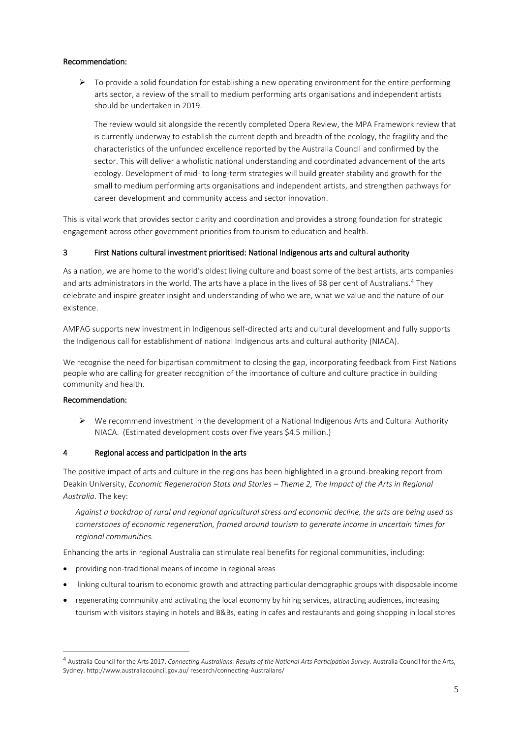**Recommendation:**

- To provide a solid foundation for establishing a new operating environment for the entire performing arts sector, a review of the small to medium performing arts organisations and independent artists should be undertaken in 2019.

  The review would sit alongside the recently completed Opera Review, the MPA Framework review that is currently underway to establish the current depth and breadth of the ecology, the fragility and the characteristics of the unfunded excellence reported by the Australia Council and confirmed by the sector. This will deliver a wholistic national understanding and coordinated advancement of the arts ecology. Development of mid- to long-term strategies will build greater stability and growth for the small to medium performing arts organisations and independent artists, and strengthen pathways for career development and community access and sector innovation.

This is vital work that provides sector clarity and coordination and provides a strong foundation for strategic engagement across other government priorities from tourism to education and health.

## 3 First Nations cultural investment prioritised: National Indigenous arts and cultural authority

As a nation, we are home to the world's oldest living culture and boast some of the best artists, arts companies and arts administrators in the world. The arts have a place in the lives of 98 per cent of Australians.[4] They celebrate and inspire greater insight and understanding of who we are, what we value and the nature of our existence.

AMPAG supports new investment in Indigenous self-directed arts and cultural development and fully supports the Indigenous call for establishment of national Indigenous arts and cultural authority (NIACA).

We recognise the need for bipartisan commitment to closing the gap, incorporating feedback from First Nations people who are calling for greater recognition of the importance of culture and culture practice in building community and health.

**Recommendation:**

- We recommend investment in the development of a National Indigenous Arts and Cultural Authority NIACA. (Estimated development costs over five years $4.5 million.)

## 4 Regional access and participation in the arts

The positive impact of arts and culture in the regions has been highlighted in a ground-breaking report from Deakin University, *Economic Regeneration Stats and Stories – Theme 2, The Impact of the Arts in Regional Australia*. The key:

> *Against a backdrop of rural and regional agricultural stress and economic decline, the arts are being used as cornerstones of economic regeneration, framed around tourism to generate income in uncertain times for regional communities.*

Enhancing the arts in regional Australia can stimulate real benefits for regional communities, including:

- providing non-traditional means of income in regional areas
- linking cultural tourism to economic growth and attracting particular demographic groups with disposable income
- regenerating community and activating the local economy by hiring services, attracting audiences, increasing tourism with visitors staying in hotels and B&Bs, eating in cafes and restaurants and going shopping in local stores

---

[4] Australia Council for the Arts 2017, *Connecting Australians: Results of the National Arts Participation Survey*. Australia Council for the Arts, Sydney. http://www.australiacouncil.gov.au/ research/connecting-Australians/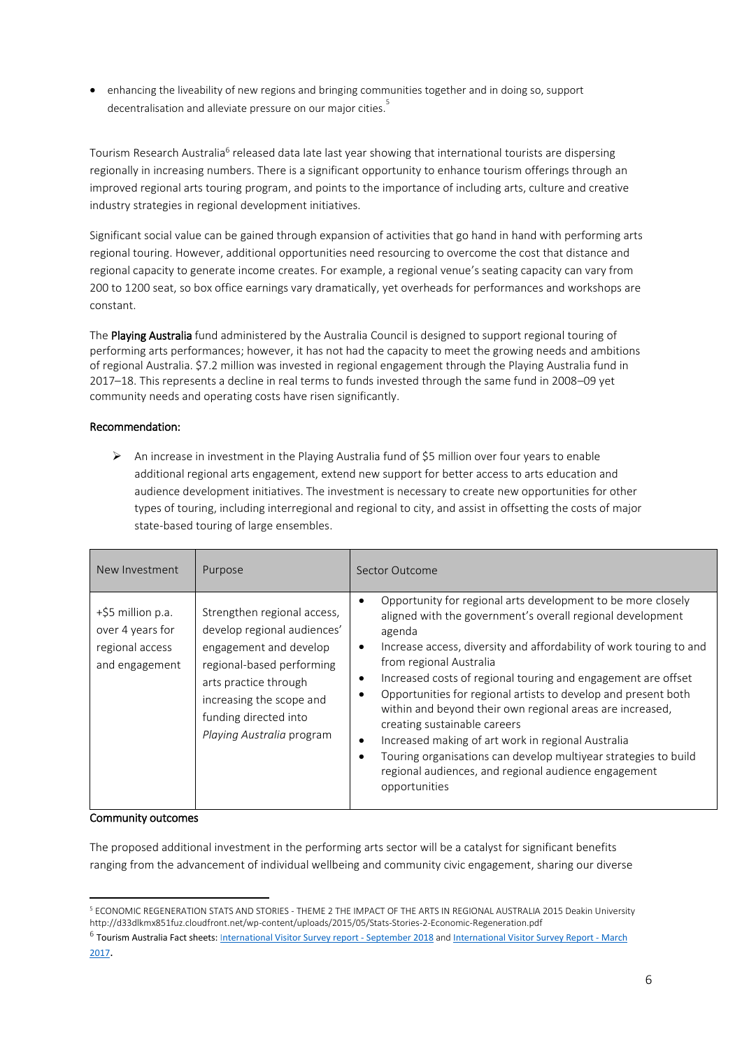- enhancing the liveability of new regions and bringing communities together and in doing so, support decentralisation and alleviate pressure on our major cities.[5]

Tourism Research Australia[6] released data late last year showing that international tourists are dispersing regionally in increasing numbers. There is a significant opportunity to enhance tourism offerings through an improved regional arts touring program, and points to the importance of including arts, culture and creative industry strategies in regional development initiatives.

Significant social value can be gained through expansion of activities that go hand in hand with performing arts regional touring. However, additional opportunities need resourcing to overcome the cost that distance and regional capacity to generate income creates. For example, a regional venue's seating capacity can vary from 200 to 1200 seat, so box office earnings vary dramatically, yet overheads for performances and workshops are constant.

The **Playing Australia** fund administered by the Australia Council is designed to support regional touring of performing arts performances; however, it has not had the capacity to meet the growing needs and ambitions of regional Australia. $7.2 million was invested in regional engagement through the Playing Australia fund in 2017–18. This represents a decline in real terms to funds invested through the same fund in 2008–09 yet community needs and operating costs have risen significantly.

**Recommendation:**

- An increase in investment in the Playing Australia fund of $5 million over four years to enable additional regional arts engagement, extend new support for better access to arts education and audience development initiatives. The investment is necessary to create new opportunities for other types of touring, including interregional and regional to city, and assist in offsetting the costs of major state-based touring of large ensembles.

| New Investment | Purpose | Sector Outcome |
|---|---|---|
| +$5 million p.a. over 4 years for regional access and engagement | Strengthen regional access, develop regional audiences' engagement and develop regional-based performing arts practice through increasing the scope and funding directed into *Playing Australia* program | • Opportunity for regional arts development to be more closely aligned with the government's overall regional development agenda<br>• Increase access, diversity and affordability of work touring to and from regional Australia<br>• Increased costs of regional touring and engagement are offset<br>• Opportunities for regional artists to develop and present both within and beyond their own regional areas are increased, creating sustainable careers<br>• Increased making of art work in regional Australia<br>• Touring organisations can develop multiyear strategies to build regional audiences, and regional audience engagement opportunities |

**Community outcomes**

The proposed additional investment in the performing arts sector will be a catalyst for significant benefits ranging from the advancement of individual wellbeing and community civic engagement, sharing our diverse

---

[5] ECONOMIC REGENERATION STATS AND STORIES - THEME 2 THE IMPACT OF THE ARTS IN REGIONAL AUSTRALIA 2015 Deakin University http://d33dlkmx851fuz.cloudfront.net/wp-content/uploads/2015/05/Stats-Stories-2-Economic-Regeneration.pdf

[6] Tourism Australia Fact sheets: International Visitor Survey report - September 2018 and International Visitor Survey Report - March 2017.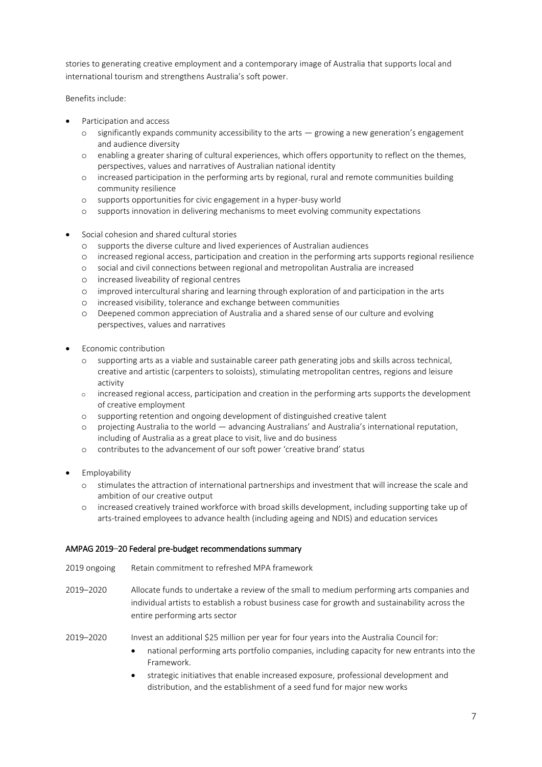stories to generating creative employment and a contemporary image of Australia that supports local and international tourism and strengthens Australia's soft power.

Benefits include:

- Participation and access
  - significantly expands community accessibility to the arts — growing a new generation's engagement and audience diversity
  - enabling a greater sharing of cultural experiences, which offers opportunity to reflect on the themes, perspectives, values and narratives of Australian national identity
  - increased participation in the performing arts by regional, rural and remote communities building community resilience
  - supports opportunities for civic engagement in a hyper-busy world
  - supports innovation in delivering mechanisms to meet evolving community expectations
- Social cohesion and shared cultural stories
  - supports the diverse culture and lived experiences of Australian audiences
  - increased regional access, participation and creation in the performing arts supports regional resilience
  - social and civil connections between regional and metropolitan Australia are increased
  - increased liveability of regional centres
  - improved intercultural sharing and learning through exploration of and participation in the arts
  - increased visibility, tolerance and exchange between communities
  - Deepened common appreciation of Australia and a shared sense of our culture and evolving perspectives, values and narratives
- Economic contribution
  - supporting arts as a viable and sustainable career path generating jobs and skills across technical, creative and artistic (carpenters to soloists), stimulating metropolitan centres, regions and leisure activity
  - increased regional access, participation and creation in the performing arts supports the development of creative employment
  - supporting retention and ongoing development of distinguished creative talent
  - projecting Australia to the world — advancing Australians' and Australia's international reputation, including of Australia as a great place to visit, live and do business
  - contributes to the advancement of our soft power 'creative brand' status
- Employability
  - stimulates the attraction of international partnerships and investment that will increase the scale and ambition of our creative output
  - increased creatively trained workforce with broad skills development, including supporting take up of arts-trained employees to advance health (including ageing and NDIS) and education services

## AMPAG 2019–20 Federal pre-budget recommendations summary

| | |
|---|---|
| 2019 ongoing | Retain commitment to refreshed MPA framework |
| 2019–2020 | Allocate funds to undertake a review of the small to medium performing arts companies and individual artists to establish a robust business case for growth and sustainability across the entire performing arts sector |
| 2019–2020 | Invest an additional $25 million per year for four years into the Australia Council for:<br>• national performing arts portfolio companies, including capacity for new entrants into the Framework.<br>• strategic initiatives that enable increased exposure, professional development and distribution, and the establishment of a seed fund for major new works |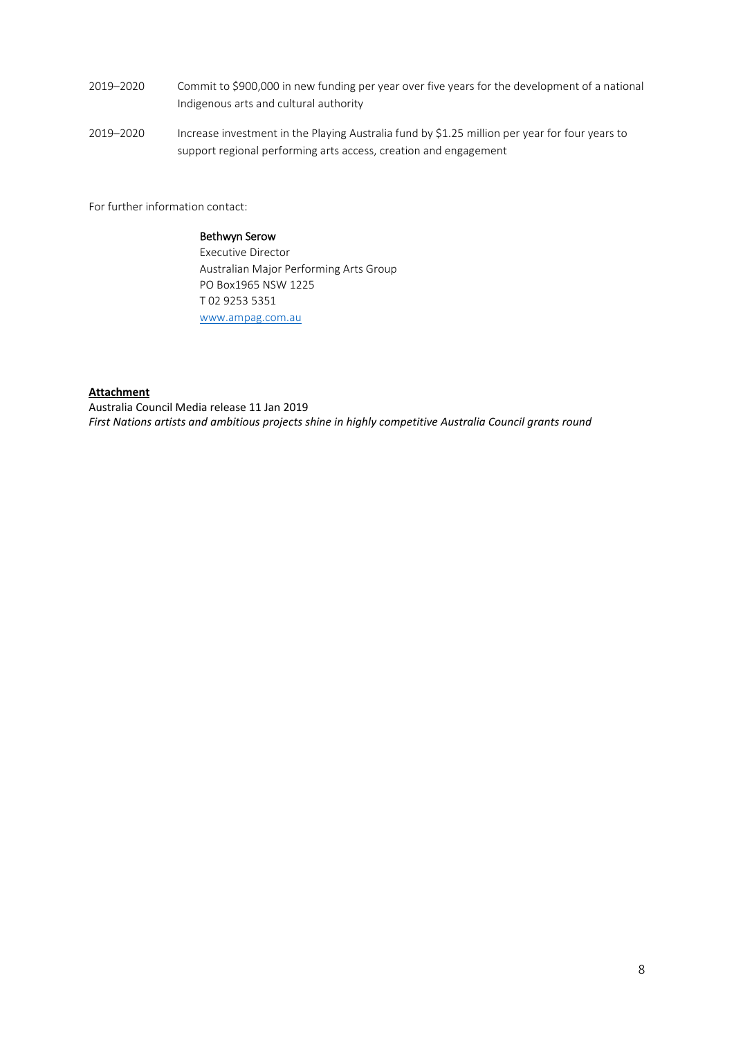| | |
|---|---|
| 2019–2020 | Commit to $900,000 in new funding per year over five years for the development of a national Indigenous arts and cultural authority |
| 2019–2020 | Increase investment in the Playing Australia fund by $1.25 million per year for four years to support regional performing arts access, creation and engagement |

For further information contact:

Bethwyn Serow
Executive Director
Australian Major Performing Arts Group
PO Box1965 NSW 1225
T 02 9253 5351
[www.ampag.com.au](http://www.ampag.com.au)

**Attachment**

Australia Council Media release 11 Jan 2019
*First Nations artists and ambitious projects shine in highly competitive Australia Council grants round*